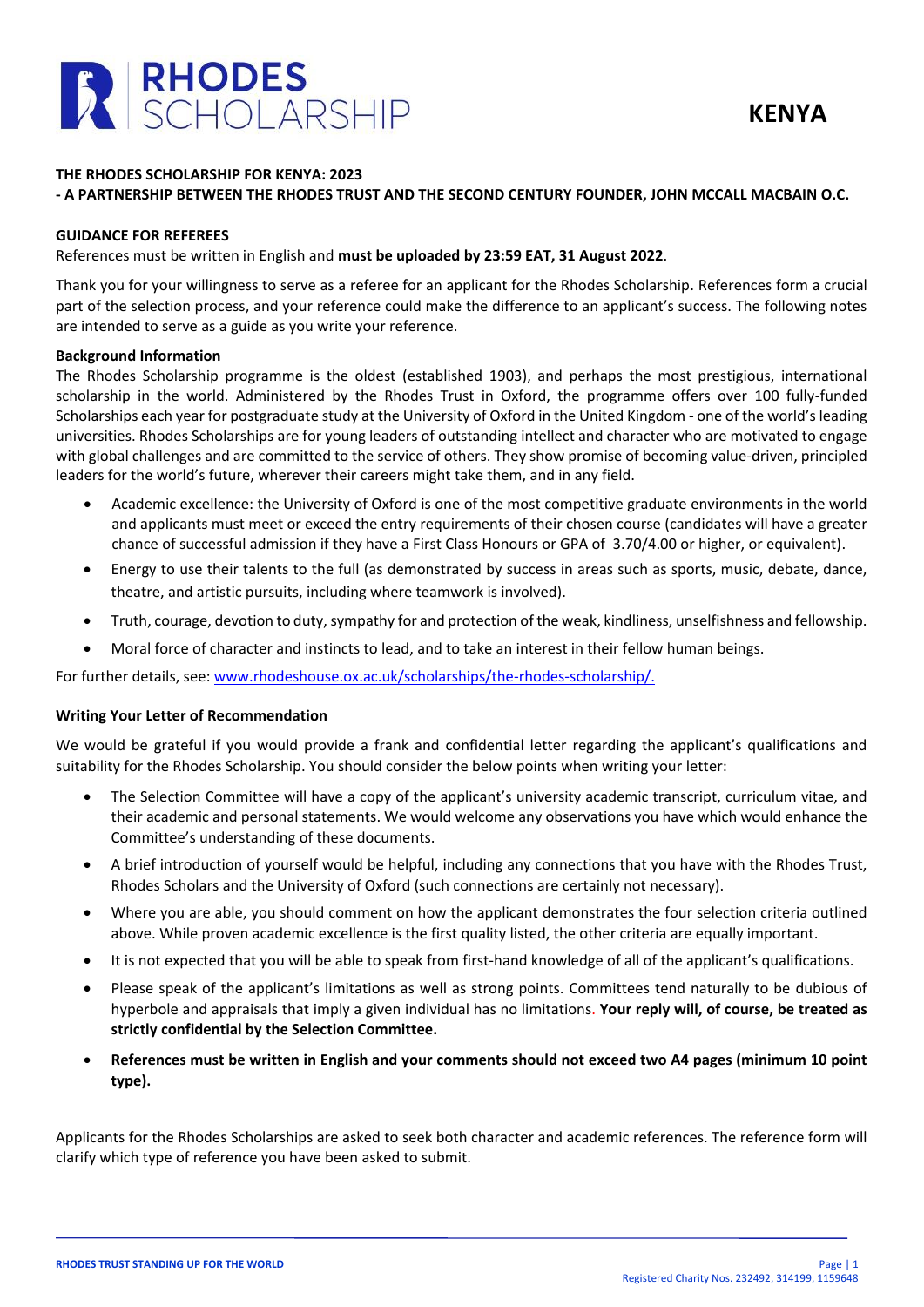RHODES SCHOLARSHIP

KENYA

**THE RHODES SCHOLARSHIP FOR KENYA: 2023**
**- A PARTNERSHIP BETWEEN THE RHODES TRUST AND THE SECOND CENTURY FOUNDER, JOHN MCCALL MACBAIN O.C.**

## GUIDANCE FOR REFEREES

References must be written in English and **must be uploaded by 23:59 EAT, 31 August 2022**.

Thank you for your willingness to serve as a referee for an applicant for the Rhodes Scholarship. References form a crucial part of the selection process, and your reference could make the difference to an applicant's success. The following notes are intended to serve as a guide as you write your reference.

### Background Information

The Rhodes Scholarship programme is the oldest (established 1903), and perhaps the most prestigious, international scholarship in the world. Administered by the Rhodes Trust in Oxford, the programme offers over 100 fully-funded Scholarships each year for postgraduate study at the University of Oxford in the United Kingdom - one of the world's leading universities. Rhodes Scholarships are for young leaders of outstanding intellect and character who are motivated to engage with global challenges and are committed to the service of others. They show promise of becoming value-driven, principled leaders for the world's future, wherever their careers might take them, and in any field.

- Academic excellence: the University of Oxford is one of the most competitive graduate environments in the world and applicants must meet or exceed the entry requirements of their chosen course (candidates will have a greater chance of successful admission if they have a First Class Honours or GPA of 3.70/4.00 or higher, or equivalent).
- Energy to use their talents to the full (as demonstrated by success in areas such as sports, music, debate, dance, theatre, and artistic pursuits, including where teamwork is involved).
- Truth, courage, devotion to duty, sympathy for and protection of the weak, kindliness, unselfishness and fellowship.
- Moral force of character and instincts to lead, and to take an interest in their fellow human beings.

For further details, see: www.rhodeshouse.ox.ac.uk/scholarships/the-rhodes-scholarship/.

### Writing Your Letter of Recommendation

We would be grateful if you would provide a frank and confidential letter regarding the applicant's qualifications and suitability for the Rhodes Scholarship. You should consider the below points when writing your letter:

- The Selection Committee will have a copy of the applicant's university academic transcript, curriculum vitae, and their academic and personal statements. We would welcome any observations you have which would enhance the Committee's understanding of these documents.
- A brief introduction of yourself would be helpful, including any connections that you have with the Rhodes Trust, Rhodes Scholars and the University of Oxford (such connections are certainly not necessary).
- Where you are able, you should comment on how the applicant demonstrates the four selection criteria outlined above. While proven academic excellence is the first quality listed, the other criteria are equally important.
- It is not expected that you will be able to speak from first-hand knowledge of all of the applicant's qualifications.
- Please speak of the applicant's limitations as well as strong points. Committees tend naturally to be dubious of hyperbole and appraisals that imply a given individual has no limitations. **Your reply will, of course, be treated as strictly confidential by the Selection Committee.**
- **References must be written in English and your comments should not exceed two A4 pages (minimum 10 point type).**

Applicants for the Rhodes Scholarships are asked to seek both character and academic references. The reference form will clarify which type of reference you have been asked to submit.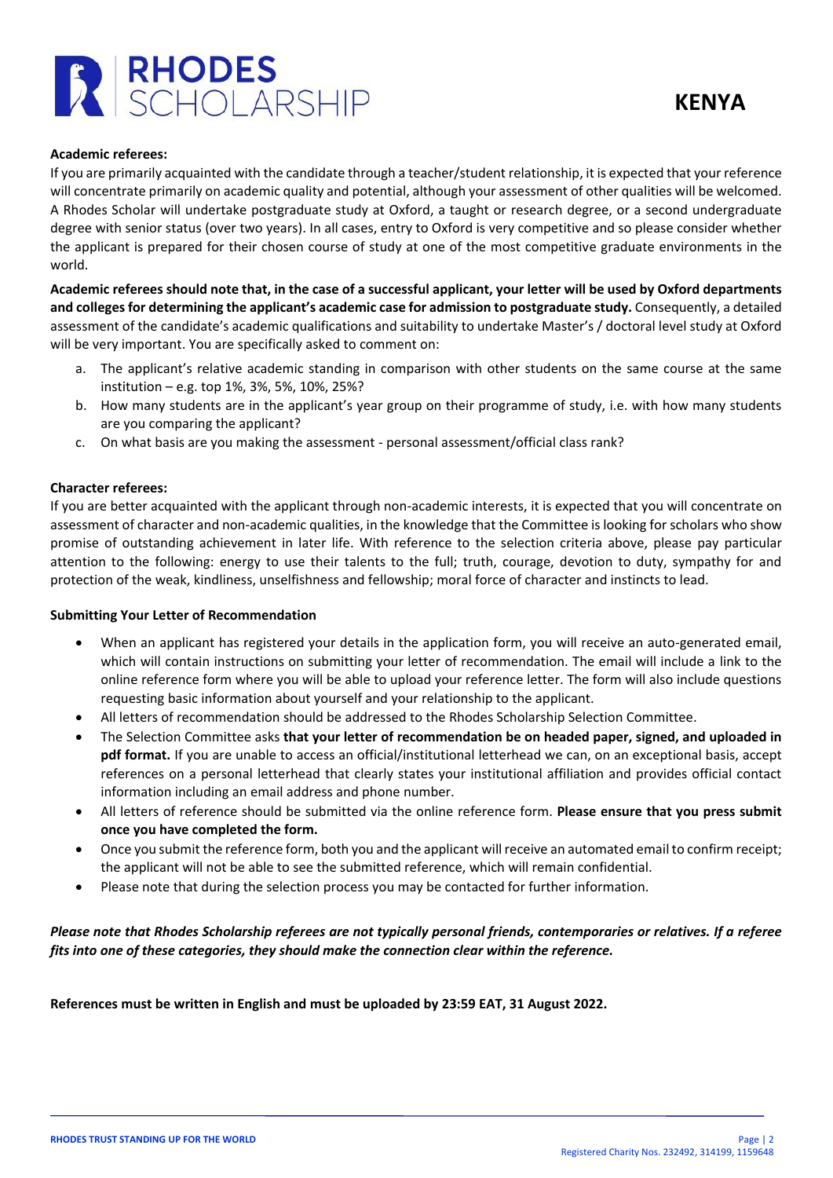**Academic referees:**

If you are primarily acquainted with the candidate through a teacher/student relationship, it is expected that your reference will concentrate primarily on academic quality and potential, although your assessment of other qualities will be welcomed. A Rhodes Scholar will undertake postgraduate study at Oxford, a taught or research degree, or a second undergraduate degree with senior status (over two years). In all cases, entry to Oxford is very competitive and so please consider whether the applicant is prepared for their chosen course of study at one of the most competitive graduate environments in the world.

**Academic referees should note that, in the case of a successful applicant, your letter will be used by Oxford departments and colleges for determining the applicant's academic case for admission to postgraduate study.** Consequently, a detailed assessment of the candidate's academic qualifications and suitability to undertake Master's / doctoral level study at Oxford will be very important. You are specifically asked to comment on:

a. The applicant's relative academic standing in comparison with other students on the same course at the same institution – e.g. top 1%, 3%, 5%, 10%, 25%?
b. How many students are in the applicant's year group on their programme of study, i.e. with how many students are you comparing the applicant?
c. On what basis are you making the assessment - personal assessment/official class rank?

**Character referees:**

If you are better acquainted with the applicant through non-academic interests, it is expected that you will concentrate on assessment of character and non-academic qualities, in the knowledge that the Committee is looking for scholars who show promise of outstanding achievement in later life. With reference to the selection criteria above, please pay particular attention to the following: energy to use their talents to the full; truth, courage, devotion to duty, sympathy for and protection of the weak, kindliness, unselfishness and fellowship; moral force of character and instincts to lead.

**Submitting Your Letter of Recommendation**

- When an applicant has registered your details in the application form, you will receive an auto-generated email, which will contain instructions on submitting your letter of recommendation. The email will include a link to the online reference form where you will be able to upload your reference letter. The form will also include questions requesting basic information about yourself and your relationship to the applicant.
- All letters of recommendation should be addressed to the Rhodes Scholarship Selection Committee.
- The Selection Committee asks **that your letter of recommendation be on headed paper, signed, and uploaded in pdf format.** If you are unable to access an official/institutional letterhead we can, on an exceptional basis, accept references on a personal letterhead that clearly states your institutional affiliation and provides official contact information including an email address and phone number.
- All letters of reference should be submitted via the online reference form. **Please ensure that you press submit once you have completed the form.**
- Once you submit the reference form, both you and the applicant will receive an automated email to confirm receipt; the applicant will not be able to see the submitted reference, which will remain confidential.
- Please note that during the selection process you may be contacted for further information.

***Please note that Rhodes Scholarship referees are not typically personal friends, contemporaries or relatives. If a referee fits into one of these categories, they should make the connection clear within the reference.***

**References must be written in English and must be uploaded by 23:59 EAT, 31 August 2022.**